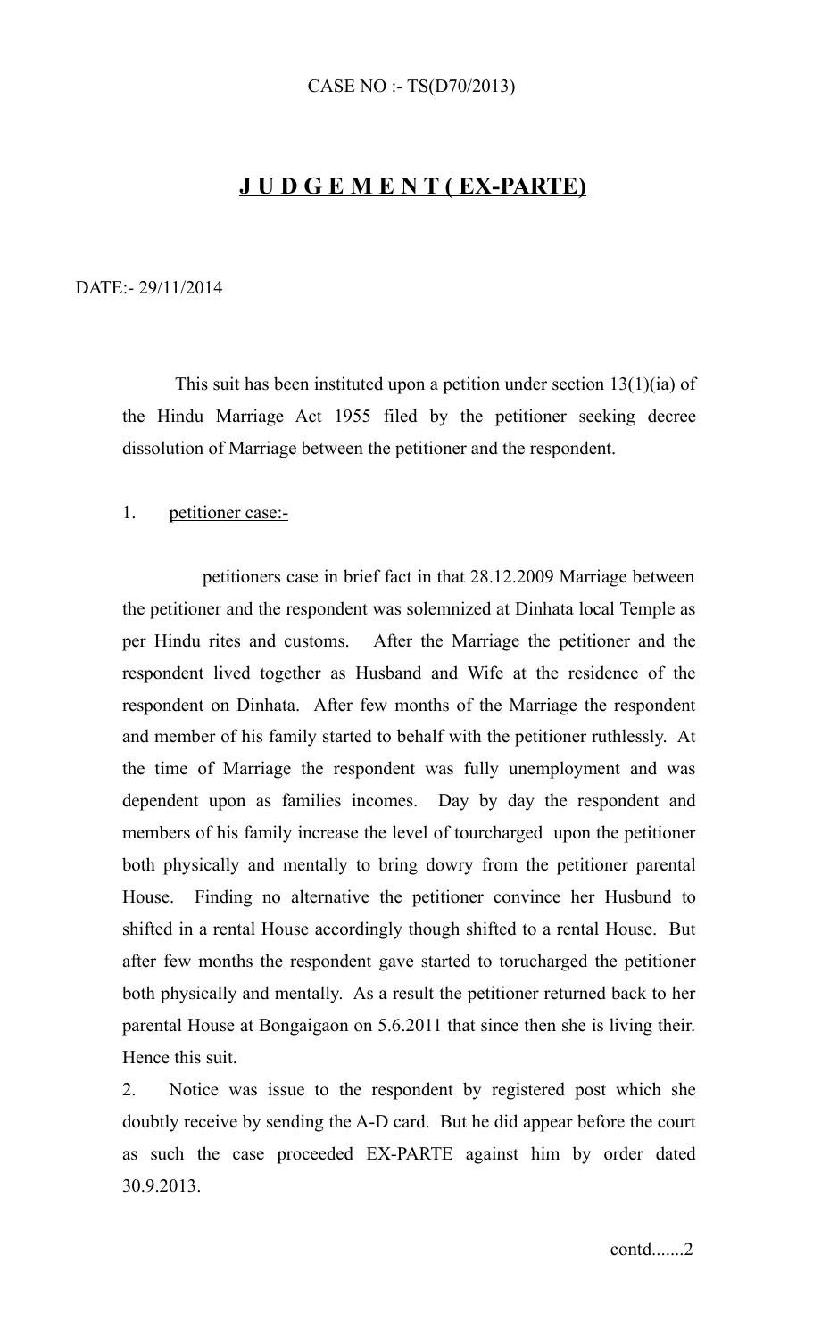CASE NO :- TS(D70/2013)

## J U D G E M E N T ( EX-PARTE)

DATE:- 29/11/2014

This suit has been instituted upon a petition under section 13(1)(ia) of the Hindu Marriage Act 1955 filed by the petitioner seeking decree dissolution of Marriage between the petitioner and the respondent.

1. petitioner case:-

petitioners case in brief fact in that 28.12.2009 Marriage between the petitioner and the respondent was solemnized at Dinhata local Temple as per Hindu rites and customs. After the Marriage the petitioner and the respondent lived together as Husband and Wife at the residence of the respondent on Dinhata. After few months of the Marriage the respondent and member of his family started to behalf with the petitioner ruthlessly. At the time of Marriage the respondent was fully unemployment and was dependent upon as families incomes. Day by day the respondent and members of his family increase the level of tourcharged upon the petitioner both physically and mentally to bring dowry from the petitioner parental House. Finding no alternative the petitioner convince her Husbund to shifted in a rental House accordingly though shifted to a rental House. But after few months the respondent gave started to torucharged the petitioner both physically and mentally. As a result the petitioner returned back to her parental House at Bongaigaon on 5.6.2011 that since then she is living their. Hence this suit.

2. Notice was issue to the respondent by registered post which she doubtly receive by sending the A-D card. But he did appear before the court as such the case proceeded EX-PARTE against him by order dated 30.9.2013.

contd......2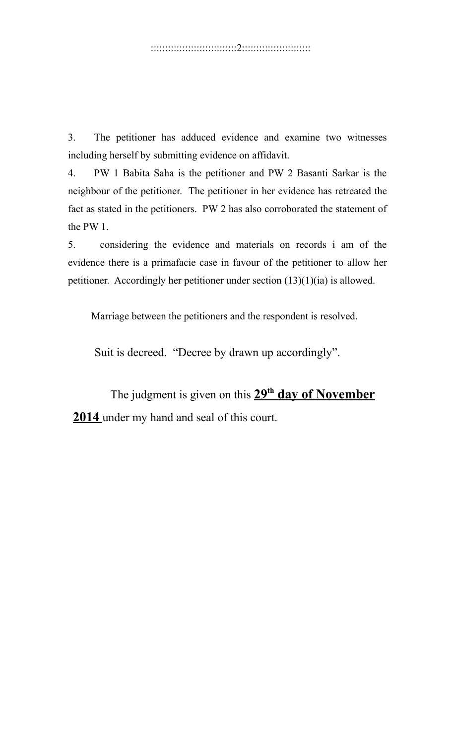3. The petitioner has adduced evidence and examine two witnesses including herself by submitting evidence on affidavit.

4. PW 1 Babita Saha is the petitioner and PW 2 Basanti Sarkar is the neighbour of the petitioner. The petitioner in her evidence has retreated the fact as stated in the petitioners. PW 2 has also corroborated the statement of the PW 1.

5. considering the evidence and materials on records i am of the evidence there is a primafacie case in favour of the petitioner to allow her petitioner. Accordingly her petitioner under section (13)(1)(ia) is allowed.

Marriage between the petitioners and the respondent is resolved.

Suit is decreed. "Decree by drawn up accordingly".

The judgment is given on this **29th day of November 2014** under my hand and seal of this court.